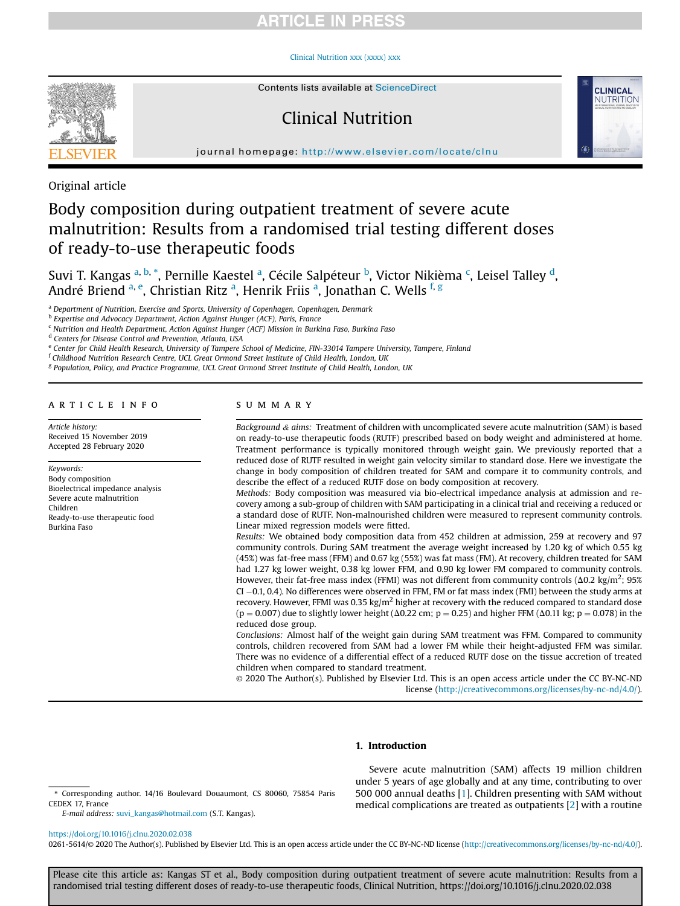Original article

# Body composition during outpatient treatment of severe acute malnutrition: Results from a randomised trial testing different doses of ready-to-use therapeutic foods

Suvi T. Kangas [a, b, *], Pernille Kaestel [a], Cécile Salpéteur [b], Victor Nikièma [c], Leisel Talley [d], André Briend [a, e], Christian Ritz [a], Henrik Friis [a], Jonathan C. Wells [f, g]

[a] Department of Nutrition, Exercise and Sports, University of Copenhagen, Copenhagen, Denmark
[b] Expertise and Advocacy Department, Action Against Hunger (ACF), Paris, France
[c] Nutrition and Health Department, Action Against Hunger (ACF) Mission in Burkina Faso, Burkina Faso
[d] Centers for Disease Control and Prevention, Atlanta, USA
[e] Center for Child Health Research, University of Tampere School of Medicine, FIN-33014 Tampere University, Tampere, Finland
[f] Childhood Nutrition Research Centre, UCL Great Ormond Street Institute of Child Health, London, UK
[g] Population, Policy, and Practice Programme, UCL Great Ormond Street Institute of Child Health, London, UK

## ARTICLE INFO

*Article history:*
Received 15 November 2019
Accepted 28 February 2020

*Keywords:*
Body composition
Bioelectrical impedance analysis
Severe acute malnutrition
Children
Ready-to-use therapeutic food
Burkina Faso

## SUMMARY

*Background & aims:* Treatment of children with uncomplicated severe acute malnutrition (SAM) is based on ready-to-use therapeutic foods (RUTF) prescribed based on body weight and administered at home. Treatment performance is typically monitored through weight gain. We previously reported that a reduced dose of RUTF resulted in weight gain velocity similar to standard dose. Here we investigate the change in body composition of children treated for SAM and compare it to community controls, and describe the effect of a reduced RUTF dose on body composition at recovery.

*Methods:* Body composition was measured via bio-electrical impedance analysis at admission and recovery among a sub-group of children with SAM participating in a clinical trial and receiving a reduced or a standard dose of RUTF. Non-malnourished children were measured to represent community controls. Linear mixed regression models were fitted.

*Results:* We obtained body composition data from 452 children at admission, 259 at recovery and 97 community controls. During SAM treatment the average weight increased by 1.20 kg of which 0.55 kg (45%) was fat-free mass (FFM) and 0.67 kg (55%) was fat mass (FM). At recovery, children treated for SAM had 1.27 kg lower weight, 0.38 kg lower FFM, and 0.90 kg lower FM compared to community controls. However, their fat-free mass index (FFMI) was not different from community controls (Δ0.2 kg/m$^2$; 95% CI −0.1, 0.4). No differences were observed in FFM, FM or fat mass index (FMI) between the study arms at recovery. However, FFMI was 0.35 kg/m$^2$ higher at recovery with the reduced compared to standard dose ($p = 0.007$) due to slightly lower height (Δ0.22 cm; $p = 0.25$) and higher FFM (Δ0.11 kg; $p = 0.078$) in the reduced dose group.

*Conclusions:* Almost half of the weight gain during SAM treatment was FFM. Compared to community controls, children recovered from SAM had a lower FM while their height-adjusted FFM was similar. There was no evidence of a differential effect of a reduced RUTF dose on the tissue accretion of treated children when compared to standard treatment.

© 2020 The Author(s). Published by Elsevier Ltd. This is an open access article under the CC BY-NC-ND license (http://creativecommons.org/licenses/by-nc-nd/4.0/).

## 1. Introduction

Severe acute malnutrition (SAM) affects 19 million children under 5 years of age globally and at any time, contributing to over 500 000 annual deaths [1]. Children presenting with SAM without medical complications are treated as outpatients [2] with a routine

\* Corresponding author. 14/16 Boulevard Douaumont, CS 80060, 75854 Paris CEDEX 17, France
E-mail address: suvi_kangas@hotmail.com (S.T. Kangas).

https://doi.org/10.1016/j.clnu.2020.02.038
0261-5614/© 2020 The Author(s). Published by Elsevier Ltd. This is an open access article under the CC BY-NC-ND license (http://creativecommons.org/licenses/by-nc-nd/4.0/).

Please cite this article as: Kangas ST et al., Body composition during outpatient treatment of severe acute malnutrition: Results from a randomised trial testing different doses of ready-to-use therapeutic foods, Clinical Nutrition, https://doi.org/10.1016/j.clnu.2020.02.038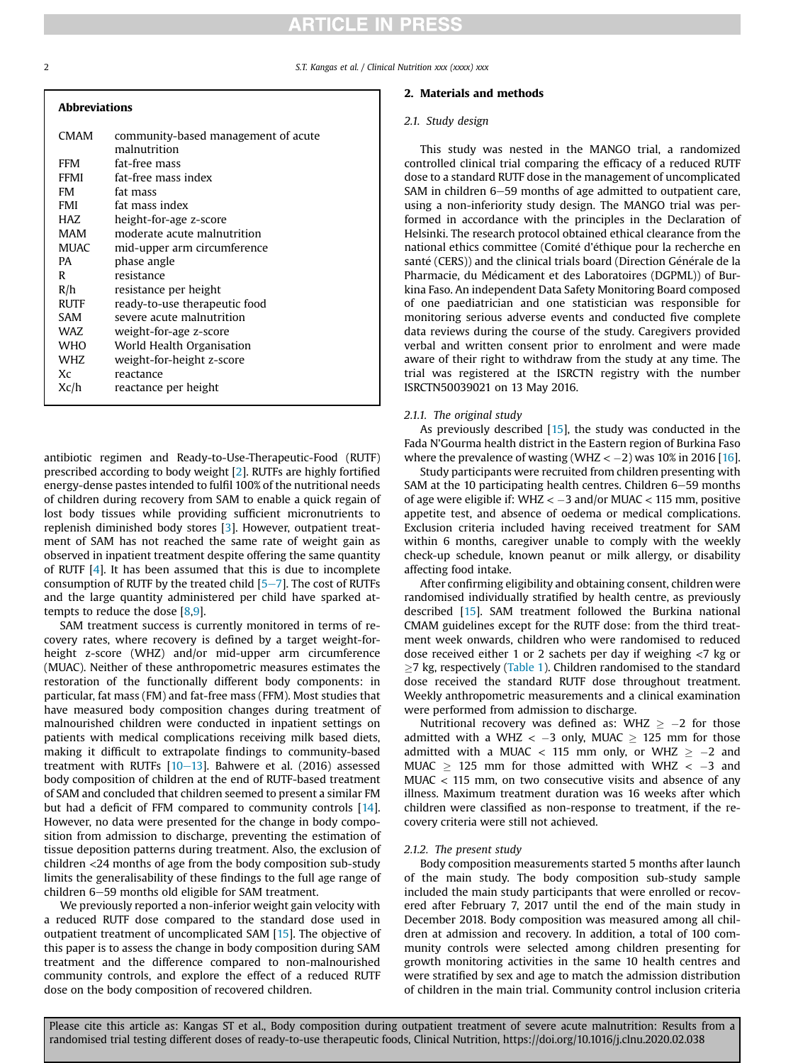## Abbreviations

| | |
|---|---|
| CMAM | community-based management of acute malnutrition |
| FFM | fat-free mass |
| FFMI | fat-free mass index |
| FM | fat mass |
| FMI | fat mass index |
| HAZ | height-for-age z-score |
| MAM | moderate acute malnutrition |
| MUAC | mid-upper arm circumference |
| PA | phase angle |
| R | resistance |
| R/h | resistance per height |
| RUTF | ready-to-use therapeutic food |
| SAM | severe acute malnutrition |
| WAZ | weight-for-age z-score |
| WHO | World Health Organisation |
| WHZ | weight-for-height z-score |
| Xc | reactance |
| Xc/h | reactance per height |

antibiotic regimen and Ready-to-Use-Therapeutic-Food (RUTF) prescribed according to body weight [2]. RUTFs are highly fortified energy-dense pastes intended to fulfil 100% of the nutritional needs of children during recovery from SAM to enable a quick regain of lost body tissues while providing sufficient micronutrients to replenish diminished body stores [3]. However, outpatient treatment of SAM has not reached the same rate of weight gain as observed in inpatient treatment despite offering the same quantity of RUTF [4]. It has been assumed that this is due to incomplete consumption of RUTF by the treated child [5–7]. The cost of RUTFs and the large quantity administered per child have sparked attempts to reduce the dose [8,9].

SAM treatment success is currently monitored in terms of recovery rates, where recovery is defined by a target weight-for-height z-score (WHZ) and/or mid-upper arm circumference (MUAC). Neither of these anthropometric measures estimates the restoration of the functionally different body components: in particular, fat mass (FM) and fat-free mass (FFM). Most studies that have measured body composition changes during treatment of malnourished children were conducted in inpatient settings on patients with medical complications receiving milk based diets, making it difficult to extrapolate findings to community-based treatment with RUTFs [10–13]. Bahwere et al. (2016) assessed body composition of children at the end of RUTF-based treatment of SAM and concluded that children seemed to present a similar FM but had a deficit of FFM compared to community controls [14]. However, no data were presented for the change in body composition from admission to discharge, preventing the estimation of tissue deposition patterns during treatment. Also, the exclusion of children <24 months of age from the body composition sub-study limits the generalisability of these findings to the full age range of children 6–59 months old eligible for SAM treatment.

We previously reported a non-inferior weight gain velocity with a reduced RUTF dose compared to the standard dose used in outpatient treatment of uncomplicated SAM [15]. The objective of this paper is to assess the change in body composition during SAM treatment and the difference compared to non-malnourished community controls, and explore the effect of a reduced RUTF dose on the body composition of recovered children.

## 2. Materials and methods

### 2.1. Study design

This study was nested in the MANGO trial, a randomized controlled clinical trial comparing the efficacy of a reduced RUTF dose to a standard RUTF dose in the management of uncomplicated SAM in children 6–59 months of age admitted to outpatient care, using a non-inferiority study design. The MANGO trial was performed in accordance with the principles in the Declaration of Helsinki. The research protocol obtained ethical clearance from the national ethics committee (Comité d'éthique pour la recherche en santé (CERS)) and the clinical trials board (Direction Générale de la Pharmacie, du Médicament et des Laboratoires (DGPML)) of Burkina Faso. An independent Data Safety Monitoring Board composed of one paediatrician and one statistician was responsible for monitoring serious adverse events and conducted five complete data reviews during the course of the study. Caregivers provided verbal and written consent prior to enrolment and were made aware of their right to withdraw from the study at any time. The trial was registered at the ISRCTN registry with the number ISRCTN50039021 on 13 May 2016.

#### 2.1.1. The original study

As previously described [15], the study was conducted in the Fada N'Gourma health district in the Eastern region of Burkina Faso where the prevalence of wasting (WHZ $< -2$) was 10% in 2016 [16].

Study participants were recruited from children presenting with SAM at the 10 participating health centres. Children 6–59 months of age were eligible if: WHZ $< -3$ and/or MUAC $<$ 115 mm, positive appetite test, and absence of oedema or medical complications. Exclusion criteria included having received treatment for SAM within 6 months, caregiver unable to comply with the weekly check-up schedule, known peanut or milk allergy, or disability affecting food intake.

After confirming eligibility and obtaining consent, children were randomised individually stratified by health centre, as previously described [15]. SAM treatment followed the Burkina national CMAM guidelines except for the RUTF dose: from the third treatment week onwards, children who were randomised to reduced dose received either 1 or 2 sachets per day if weighing <7 kg or ≥7 kg, respectively (Table 1). Children randomised to the standard dose received the standard RUTF dose throughout treatment. Weekly anthropometric measurements and a clinical examination were performed from admission to discharge.

Nutritional recovery was defined as: WHZ $\geq -2$ for those admitted with a WHZ $< -3$ only, MUAC $\geq$ 125 mm for those admitted with a MUAC $<$ 115 mm only, or WHZ $\geq -2$ and MUAC $\geq$ 125 mm for those admitted with WHZ $< -3$ and MUAC $<$ 115 mm, on two consecutive visits and absence of any illness. Maximum treatment duration was 16 weeks after which children were classified as non-response to treatment, if the recovery criteria were still not achieved.

#### 2.1.2. The present study

Body composition measurements started 5 months after launch of the main study. The body composition sub-study sample included the main study participants that were enrolled or recovered after February 7, 2017 until the end of the main study in December 2018. Body composition was measured among all children at admission and recovery. In addition, a total of 100 community controls were selected among children presenting for growth monitoring activities in the same 10 health centres and were stratified by sex and age to match the admission distribution of children in the main trial. Community control inclusion criteria

Please cite this article as: Kangas ST et al., Body composition during outpatient treatment of severe acute malnutrition: Results from a randomised trial testing different doses of ready-to-use therapeutic foods, Clinical Nutrition, https://doi.org/10.1016/j.clnu.2020.02.038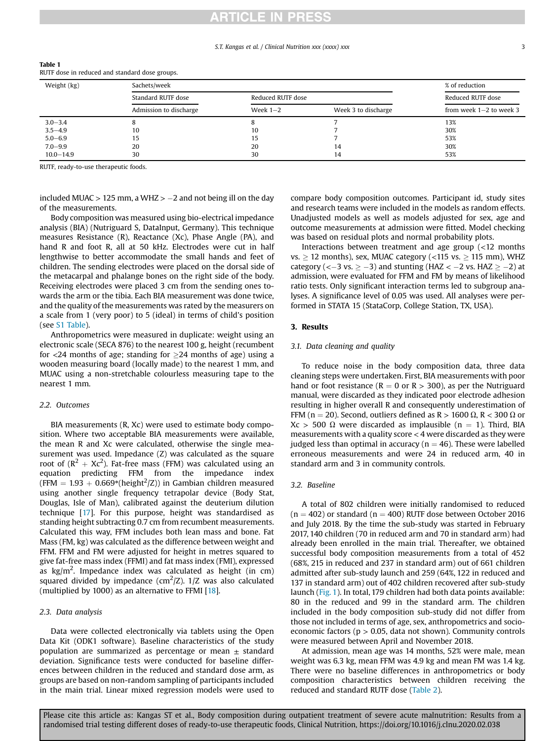**Table 1**
RUTF dose in reduced and standard dose groups.

| Weight (kg) | Sachets/week | | | % of reduction |
|---|---|---|---|---|
| | Standard RUTF dose | Reduced RUTF dose | | Reduced RUTF dose |
| | Admission to discharge | Week 1−2 | Week 3 to discharge | from week 1−2 to week 3 |
| 3.0−3.4 | 8 | 8 | 7 | 13% |
| 3.5−4.9 | 10 | 10 | 7 | 30% |
| 5.0−6.9 | 15 | 15 | 7 | 53% |
| 7.0−9.9 | 20 | 20 | 14 | 30% |
| 10.0−14.9 | 30 | 30 | 14 | 53% |

RUTF, ready-to-use therapeutic foods.

included MUAC > 125 mm, a WHZ > −2 and not being ill on the day of the measurements.

Body composition was measured using bio-electrical impedance analysis (BIA) (Nutriguard S, DataInput, Germany). This technique measures Resistance (R), Reactance (Xc), Phase Angle (PA), and hand R and foot R, all at 50 kHz. Electrodes were cut in half lengthwise to better accommodate the small hands and feet of children. The sending electrodes were placed on the dorsal side of the metacarpal and phalange bones on the right side of the body. Receiving electrodes were placed 3 cm from the sending ones towards the arm or the tibia. Each BIA measurement was done twice, and the quality of the measurements was rated by the measurers on a scale from 1 (very poor) to 5 (ideal) in terms of child's position (see S1 Table).

Anthropometrics were measured in duplicate: weight using an electronic scale (SECA 876) to the nearest 100 g, height (recumbent for <24 months of age; standing for ≥24 months of age) using a wooden measuring board (locally made) to the nearest 1 mm, and MUAC using a non-stretchable colourless measuring tape to the nearest 1 mm.

### 2.2. Outcomes

BIA measurements (R, Xc) were used to estimate body composition. Where two acceptable BIA measurements were available, the mean R and Xc were calculated, otherwise the single measurement was used. Impedance (Z) was calculated as the square root of ($R^2 + Xc^2$). Fat-free mass (FFM) was calculated using an equation predicting FFM from the impedance index ($FFM = 1.93 + 0.669*(height^2/Z)$) in Gambian children measured using another single frequency tetrapolar device (Body Stat, Douglas, Isle of Man), calibrated against the deuterium dilution technique [17]. For this purpose, height was standardised as standing height subtracting 0.7 cm from recumbent measurements. Calculated this way, FFM includes both lean mass and bone. Fat Mass (FM, kg) was calculated as the difference between weight and FFM. FFM and FM were adjusted for height in metres squared to give fat-free mass index (FFMI) and fat mass index (FMI), expressed as $kg/m^2$. Impedance index was calculated as height (in cm) squared divided by impedance ($cm^2/Z$). 1/Z was also calculated (multiplied by 1000) as an alternative to FFMI [18].

### 2.3. Data analysis

Data were collected electronically via tablets using the Open Data Kit (ODK1 software). Baseline characteristics of the study population are summarized as percentage or mean ± standard deviation. Significance tests were conducted for baseline differences between children in the reduced and standard dose arm, as groups are based on non-random sampling of participants included in the main trial. Linear mixed regression models were used to compare body composition outcomes. Participant id, study sites and research teams were included in the models as random effects. Unadjusted models as well as models adjusted for sex, age and outcome measurements at admission were fitted. Model checking was based on residual plots and normal probability plots.

Interactions between treatment and age group (<12 months vs. ≥ 12 months), sex, MUAC category (<115 vs. ≥ 115 mm), WHZ category (<−3 vs. ≥ −3) and stunting (HAZ < −2 vs. HAZ ≥ −2) at admission, were evaluated for FFM and FM by means of likelihood ratio tests. Only significant interaction terms led to subgroup analyses. A significance level of 0.05 was used. All analyses were performed in STATA 15 (StataCorp, College Station, TX, USA).

## 3. Results

### 3.1. Data cleaning and quality

To reduce noise in the body composition data, three data cleaning steps were undertaken. First, BIA measurements with poor hand or foot resistance (R = 0 or R > 300), as per the Nutriguard manual, were discarded as they indicated poor electrode adhesion resulting in higher overall R and consequently underestimation of FFM (n = 20). Second, outliers defined as R > 1600 Ω, R < 300 Ω or Xc > 500 Ω were discarded as implausible (n = 1). Third, BIA measurements with a quality score < 4 were discarded as they were judged less than optimal in accuracy (n = 46). These were labelled erroneous measurements and were 24 in reduced arm, 40 in standard arm and 3 in community controls.

### 3.2. Baseline

A total of 802 children were initially randomised to reduced (n = 402) or standard (n = 400) RUTF dose between October 2016 and July 2018. By the time the sub-study was started in February 2017, 140 children (70 in reduced arm and 70 in standard arm) had already been enrolled in the main trial. Thereafter, we obtained successful body composition measurements from a total of 452 (68%, 215 in reduced and 237 in standard arm) out of 661 children admitted after sub-study launch and 259 (64%, 122 in reduced and 137 in standard arm) out of 402 children recovered after sub-study launch (Fig. 1). In total, 179 children had both data points available: 80 in the reduced and 99 in the standard arm. The children included in the body composition sub-study did not differ from those not included in terms of age, sex, anthropometrics and socio-economic factors (p > 0.05, data not shown). Community controls were measured between April and November 2018.

At admission, mean age was 14 months, 52% were male, mean weight was 6.3 kg, mean FFM was 4.9 kg and mean FM was 1.4 kg. There were no baseline differences in anthropometrics or body composition characteristics between children receiving the reduced and standard RUTF dose (Table 2).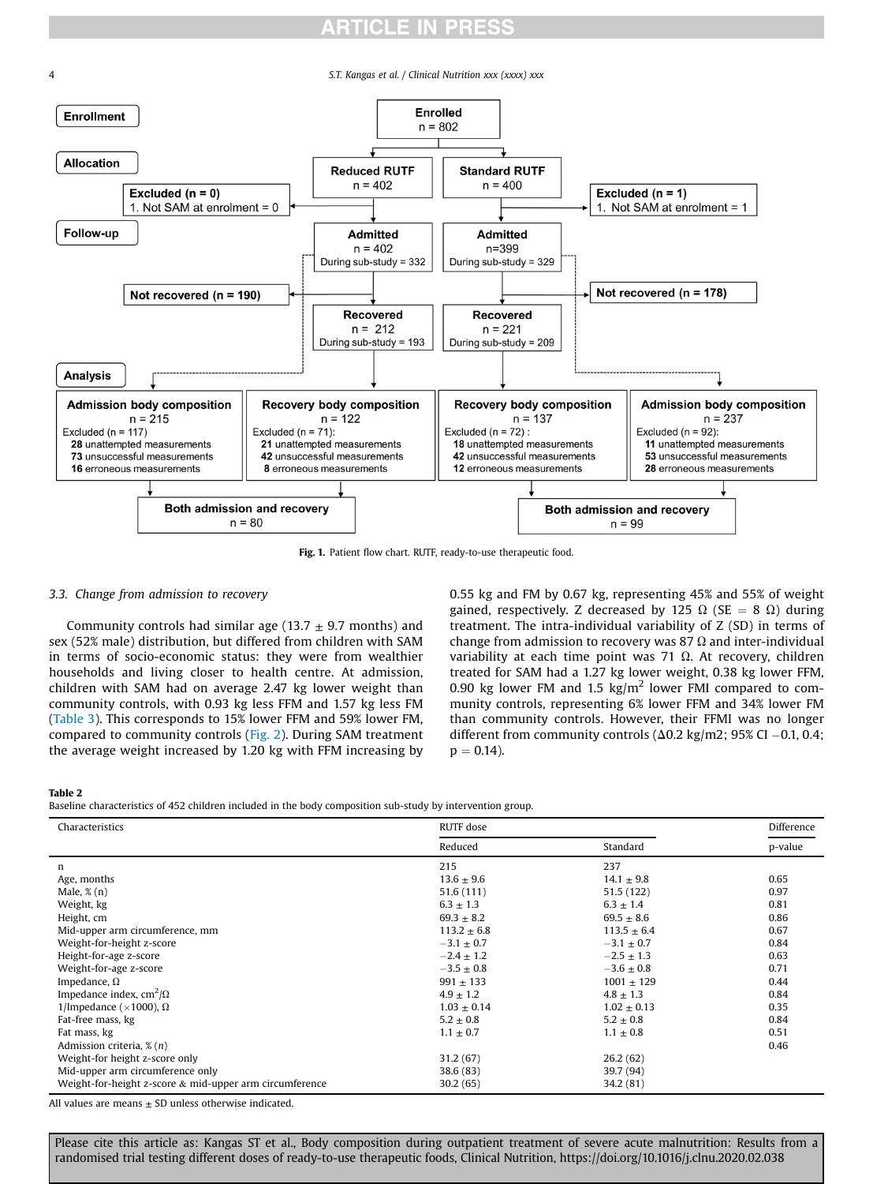Enrollment

Enrolled
n = 802

Allocation

Reduced RUTF
n = 402

Standard RUTF
n = 400

Excluded (n = 0)
1. Not SAM at enrolment = 0

Excluded (n = 1)
1. Not SAM at enrolment = 1

Follow-up

Admitted
n = 402
During sub-study = 332

Admitted
n=399
During sub-study = 329

Not recovered (n = 190)

Not recovered (n = 178)

Recovered
n = 212
During sub-study = 193

Recovered
n = 221
During sub-study = 209

Analysis

**Admission body composition**
n = 215
Excluded (n = 117)
**28** unattempted measurements
**73** unsuccessful measurements
**16** erroneous measurements

**Recovery body composition**
n = 122
Excluded (n = 71):
**21** unattempted measurements
**42** unsuccessful measurements
**8** erroneous measurements

**Recovery body composition**
n = 137
Excluded (n = 72) :
**18** unattempted measurements
**42** unsuccessful measurements
**12** erroneous measurements

**Admission body composition**
n = 237
Excluded (n = 92):
**11** unattempted measurements
**53** unsuccessful measurements
**28** erroneous measurements

**Both admission and recovery**
n = 80

**Both admission and recovery**
n = 99

**Fig. 1.** Patient flow chart. RUTF, ready-to-use therapeutic food.

### 3.3. Change from admission to recovery

Community controls had similar age (13.7 ± 9.7 months) and sex (52% male) distribution, but differed from children with SAM in terms of socio-economic status: they were from wealthier households and living closer to health centre. At admission, children with SAM had on average 2.47 kg lower weight than community controls, with 0.93 kg less FFM and 1.57 kg less FM (Table 3). This corresponds to 15% lower FFM and 59% lower FM, compared to community controls (Fig. 2). During SAM treatment the average weight increased by 1.20 kg with FFM increasing by 0.55 kg and FM by 0.67 kg, representing 45% and 55% of weight gained, respectively. Z decreased by 125 Ω (SE = 8 Ω) during treatment. The intra-individual variability of Z (SD) in terms of change from admission to recovery was 87 Ω and inter-individual variability at each time point was 71 Ω. At recovery, children treated for SAM had a 1.27 kg lower weight, 0.38 kg lower FFM, 0.90 kg lower FM and 1.5 kg/m$^2$ lower FMI compared to community controls, representing 6% lower FFM and 34% lower FM than community controls. However, their FFMI was no longer different from community controls (Δ0.2 kg/m2; 95% CI −0.1, 0.4; p = 0.14).

**Table 2**
Baseline characteristics of 452 children included in the body composition sub-study by intervention group.

| Characteristics | RUTF dose | | Difference |
|---|---|---|---|
| | Reduced | Standard | p-value |
| n | 215 | 237 | |
| Age, months | 13.6 ± 9.6 | 14.1 ± 9.8 | 0.65 |
| Male, % (n) | 51.6 (111) | 51.5 (122) | 0.97 |
| Weight, kg | 6.3 ± 1.3 | 6.3 ± 1.4 | 0.81 |
| Height, cm | 69.3 ± 8.2 | 69.5 ± 8.6 | 0.86 |
| Mid-upper arm circumference, mm | 113.2 ± 6.8 | 113.5 ± 6.4 | 0.67 |
| Weight-for-height z-score | −3.1 ± 0.7 | −3.1 ± 0.7 | 0.84 |
| Height-for-age z-score | −2.4 ± 1.2 | −2.5 ± 1.3 | 0.63 |
| Weight-for-age z-score | −3.5 ± 0.8 | −3.6 ± 0.8 | 0.71 |
| Impedance, Ω | 991 ± 133 | 1001 ± 129 | 0.44 |
| Impedance index, cm$^2$/Ω | 4.9 ± 1.2 | 4.8 ± 1.3 | 0.84 |
| 1/Impedance (×1000), Ω | 1.03 ± 0.14 | 1.02 ± 0.13 | 0.35 |
| Fat-free mass, kg | 5.2 ± 0.8 | 5.2 ± 0.8 | 0.84 |
| Fat mass, kg | 1.1 ± 0.7 | 1.1 ± 0.8 | 0.51 |
| Admission criteria, % (n) | | | 0.46 |
| Weight-for height z-score only | 31.2 (67) | 26.2 (62) | |
| Mid-upper arm circumference only | 38.6 (83) | 39.7 (94) | |
| Weight-for-height z-score & mid-upper arm circumference | 30.2 (65) | 34.2 (81) | |

All values are means ± SD unless otherwise indicated.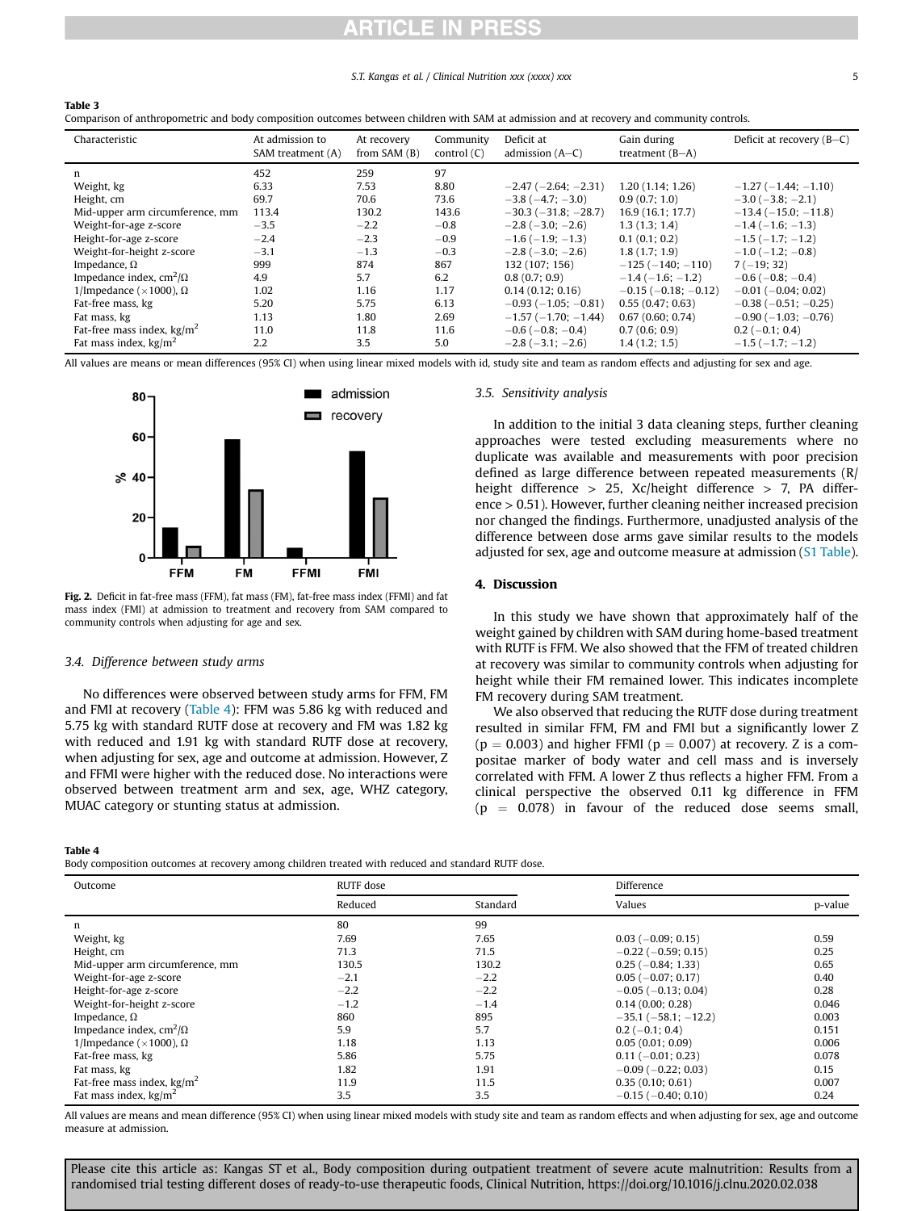**Table 3**
Comparison of anthropometric and body composition outcomes between children with SAM at admission and at recovery and community controls.

| Characteristic | At admission to SAM treatment (A) | At recovery from SAM (B) | Community control (C) | Deficit at admission (A−C) | Gain during treatment (B−A) | Deficit at recovery (B−C) |
|---|---|---|---|---|---|---|
| n | 452 | 259 | 97 | | | |
| Weight, kg | 6.33 | 7.53 | 8.80 | −2.47 (−2.64; −2.31) | 1.20 (1.14; 1.26) | −1.27 (−1.44; −1.10) |
| Height, cm | 69.7 | 70.6 | 73.6 | −3.8 (−4.7; −3.0) | 0.9 (0.7; 1.0) | −3.0 (−3.8; −2.1) |
| Mid-upper arm circumference, mm | 113.4 | 130.2 | 143.6 | −30.3 (−31.8; −28.7) | 16.9 (16.1; 17.7) | −13.4 (−15.0; −11.8) |
| Weight-for-age z-score | −3.5 | −2.2 | −0.8 | −2.8 (−3.0; −2.6) | 1.3 (1.3; 1.4) | −1.4 (−1.6; −1.3) |
| Height-for-age z-score | −2.4 | −2.3 | −0.9 | −1.6 (−1.9; −1.3) | 0.1 (0.1; 0.2) | −1.5 (−1.7; −1.2) |
| Weight-for-height z-score | −3.1 | −1.3 | −0.3 | −2.8 (−3.0; −2.6) | 1.8 (1.7; 1.9) | −1.0 (−1.2; −0.8) |
| Impedance, Ω | 999 | 874 | 867 | 132 (107; 156) | −125 (−140; −110) | 7 (−19; 32) |
| Impedance index, $cm^2/Ω$ | 4.9 | 5.7 | 6.2 | 0.8 (0.7; 0.9) | −1.4 (−1.6; −1.2) | −0.6 (−0.8; −0.4) |
| 1/Impedance (×1000), Ω | 1.02 | 1.16 | 1.17 | 0.14 (0.12; 0.16) | −0.15 (−0.18; −0.12) | −0.01 (−0.04; 0.02) |
| Fat-free mass, kg | 5.20 | 5.75 | 6.13 | −0.93 (−1.05; −0.81) | 0.55 (0.47; 0.63) | −0.38 (−0.51; −0.25) |
| Fat mass, kg | 1.13 | 1.80 | 2.69 | −1.57 (−1.70; −1.44) | 0.67 (0.60; 0.74) | −0.90 (−1.03; −0.76) |
| Fat-free mass index, $kg/m^2$ | 11.0 | 11.8 | 11.6 | −0.6 (−0.8; −0.4) | 0.7 (0.6; 0.9) | 0.2 (−0.1; 0.4) |
| Fat mass index, $kg/m^2$ | 2.2 | 3.5 | 5.0 | −2.8 (−3.1; −2.6) | 1.4 (1.2; 1.5) | −1.5 (−1.7; −1.2) |

All values are means or mean differences (95% CI) when using linear mixed models with id, study site and team as random effects and adjusting for sex and age.

**Fig. 2.** Deficit in fat-free mass (FFM), fat mass (FM), fat-free mass index (FFMI) and fat mass index (FMI) at admission to treatment and recovery from SAM compared to community controls when adjusting for age and sex.

### 3.4. Difference between study arms

No differences were observed between study arms for FFM, FM and FMI at recovery (Table 4): FFM was 5.86 kg with reduced and 5.75 kg with standard RUTF dose at recovery and FM was 1.82 kg with reduced and 1.91 kg with standard RUTF dose at recovery, when adjusting for sex, age and outcome at admission. However, Z and FFMI were higher with the reduced dose. No interactions were observed between treatment arm and sex, age, WHZ category, MUAC category or stunting status at admission.

### 3.5. Sensitivity analysis

In addition to the initial 3 data cleaning steps, further cleaning approaches were tested excluding measurements where no duplicate was available and measurements with poor precision defined as large difference between repeated measurements (R/height difference > 25, Xc/height difference > 7, PA difference > 0.51). However, further cleaning neither increased precision nor changed the findings. Furthermore, unadjusted analysis of the difference between dose arms gave similar results to the models adjusted for sex, age and outcome measure at admission (S1 Table).

## 4. Discussion

In this study we have shown that approximately half of the weight gained by children with SAM during home-based treatment with RUTF is FFM. We also showed that the FFM of treated children at recovery was similar to community controls when adjusting for height while their FM remained lower. This indicates incomplete FM recovery during SAM treatment.

We also observed that reducing the RUTF dose during treatment resulted in similar FFM, FM and FMI but a significantly lower Z ($p = 0.003$) and higher FFMI ($p = 0.007$) at recovery. Z is a compositae marker of body water and cell mass and is inversely correlated with FFM. A lower Z thus reflects a higher FFM. From a clinical perspective the observed 0.11 kg difference in FFM ($p = 0.078$) in favour of the reduced dose seems small,

**Table 4**
Body composition outcomes at recovery among children treated with reduced and standard RUTF dose.

| Outcome | RUTF dose | | Difference | |
|---|---|---|---|---|
| | Reduced | Standard | Values | p-value |
| n | 80 | 99 | | |
| Weight, kg | 7.69 | 7.65 | 0.03 (−0.09; 0.15) | 0.59 |
| Height, cm | 71.3 | 71.5 | −0.22 (−0.59; 0.15) | 0.25 |
| Mid-upper arm circumference, mm | 130.5 | 130.2 | 0.25 (−0.84; 1.33) | 0.65 |
| Weight-for-age z-score | −2.1 | −2.2 | 0.05 (−0.07; 0.17) | 0.40 |
| Height-for-age z-score | −2.2 | −2.2 | −0.05 (−0.13; 0.04) | 0.28 |
| Weight-for-height z-score | −1.2 | −1.4 | 0.14 (0.00; 0.28) | 0.046 |
| Impedance, Ω | 860 | 895 | −35.1 (−58.1; −12.2) | 0.003 |
| Impedance index, $cm^2/Ω$ | 5.9 | 5.7 | 0.2 (−0.1; 0.4) | 0.151 |
| 1/Impedance (×1000), Ω | 1.18 | 1.13 | 0.05 (0.01; 0.09) | 0.006 |
| Fat-free mass, kg | 5.86 | 5.75 | 0.11 (−0.01; 0.23) | 0.078 |
| Fat mass, kg | 1.82 | 1.91 | −0.09 (−0.22; 0.03) | 0.15 |
| Fat-free mass index, $kg/m^2$ | 11.9 | 11.5 | 0.35 (0.10; 0.61) | 0.007 |
| Fat mass index, $kg/m^2$ | 3.5 | 3.5 | −0.15 (−0.40; 0.10) | 0.24 |

All values are means and mean difference (95% CI) when using linear mixed models with study site and team as random effects and when adjusting for sex, age and outcome measure at admission.

Please cite this article as: Kangas ST et al., Body composition during outpatient treatment of severe acute malnutrition: Results from a randomised trial testing different doses of ready-to-use therapeutic foods, Clinical Nutrition, https://doi.org/10.1016/j.clnu.2020.02.038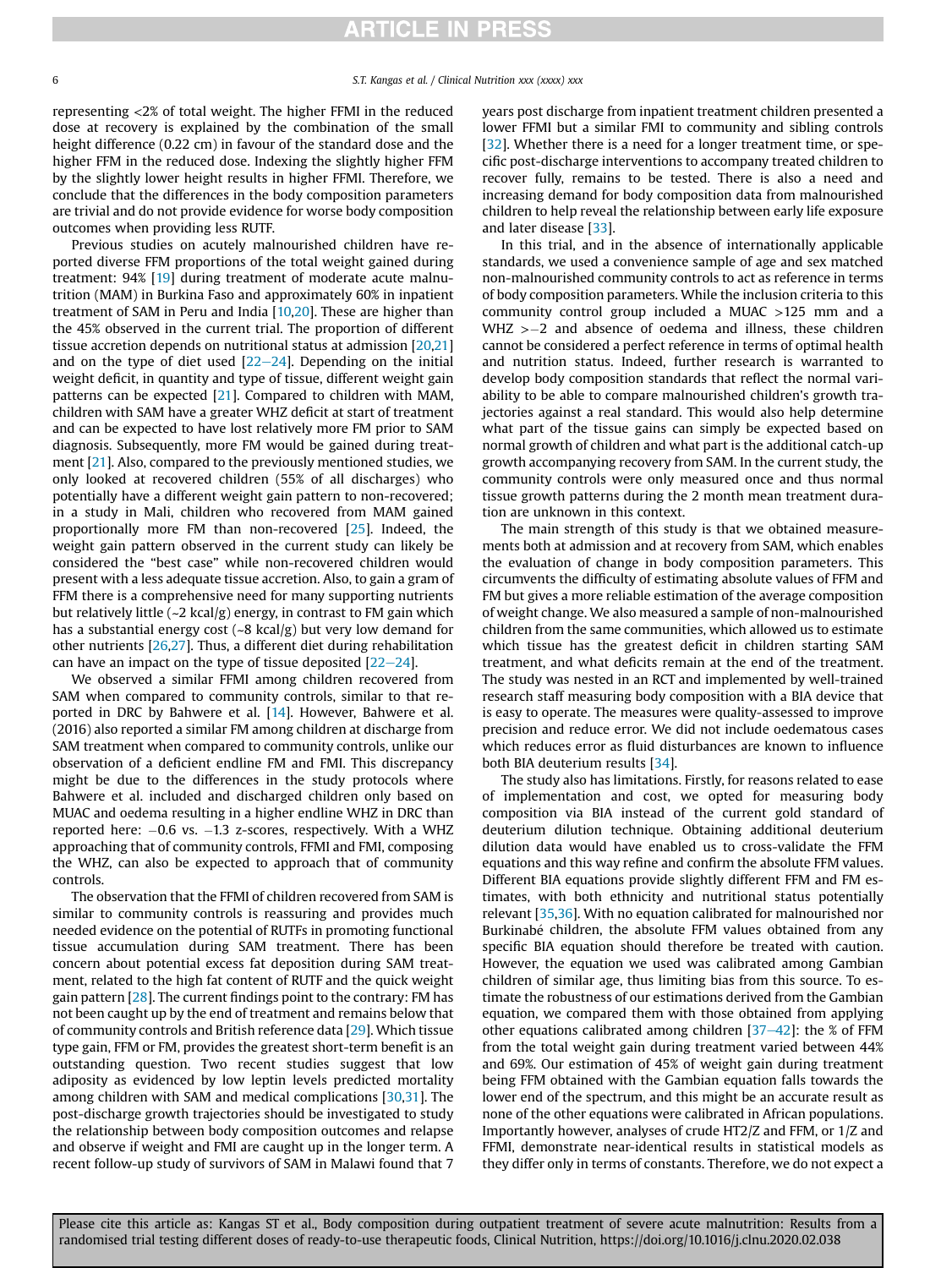representing <2% of total weight. The higher FFMI in the reduced dose at recovery is explained by the combination of the small height difference (0.22 cm) in favour of the standard dose and the higher FFM in the reduced dose. Indexing the slightly higher FFM by the slightly lower height results in higher FFMI. Therefore, we conclude that the differences in the body composition parameters are trivial and do not provide evidence for worse body composition outcomes when providing less RUTF.

Previous studies on acutely malnourished children have reported diverse FFM proportions of the total weight gained during treatment: 94% [19] during treatment of moderate acute malnutrition (MAM) in Burkina Faso and approximately 60% in inpatient treatment of SAM in Peru and India [10,20]. These are higher than the 45% observed in the current trial. The proportion of different tissue accretion depends on nutritional status at admission [20,21] and on the type of diet used [22–24]. Depending on the initial weight deficit, in quantity and type of tissue, different weight gain patterns can be expected [21]. Compared to children with MAM, children with SAM have a greater WHZ deficit at start of treatment and can be expected to have lost relatively more FM prior to SAM diagnosis. Subsequently, more FM would be gained during treatment [21]. Also, compared to the previously mentioned studies, we only looked at recovered children (55% of all discharges) who potentially have a different weight gain pattern to non-recovered; in a study in Mali, children who recovered from MAM gained proportionally more FM than non-recovered [25]. Indeed, the weight gain pattern observed in the current study can likely be considered the "best case" while non-recovered children would present with a less adequate tissue accretion. Also, to gain a gram of FFM there is a comprehensive need for many supporting nutrients but relatively little (~2 kcal/g) energy, in contrast to FM gain which has a substantial energy cost (~8 kcal/g) but very low demand for other nutrients [26,27]. Thus, a different diet during rehabilitation can have an impact on the type of tissue deposited [22–24].

We observed a similar FFMI among children recovered from SAM when compared to community controls, similar to that reported in DRC by Bahwere et al. [14]. However, Bahwere et al. (2016) also reported a similar FM among children at discharge from SAM treatment when compared to community controls, unlike our observation of a deficient endline FM and FMI. This discrepancy might be due to the differences in the study protocols where Bahwere et al. included and discharged children only based on MUAC and oedema resulting in a higher endline WHZ in DRC than reported here: −0.6 vs. −1.3 z-scores, respectively. With a WHZ approaching that of community controls, FFMI and FMI, composing the WHZ, can also be expected to approach that of community controls.

The observation that the FFMI of children recovered from SAM is similar to community controls is reassuring and provides much needed evidence on the potential of RUTFs in promoting functional tissue accumulation during SAM treatment. There has been concern about potential excess fat deposition during SAM treatment, related to the high fat content of RUTF and the quick weight gain pattern [28]. The current findings point to the contrary: FM has not been caught up by the end of treatment and remains below that of community controls and British reference data [29]. Which tissue type gain, FFM or FM, provides the greatest short-term benefit is an outstanding question. Two recent studies suggest that low adiposity as evidenced by low leptin levels predicted mortality among children with SAM and medical complications [30,31]. The post-discharge growth trajectories should be investigated to study the relationship between body composition outcomes and relapse and observe if weight and FMI are caught up in the longer term. A recent follow-up study of survivors of SAM in Malawi found that 7 years post discharge from inpatient treatment children presented a lower FFMI but a similar FMI to community and sibling controls [32]. Whether there is a need for a longer treatment time, or specific post-discharge interventions to accompany treated children to recover fully, remains to be tested. There is also a need and increasing demand for body composition data from malnourished children to help reveal the relationship between early life exposure and later disease [33].

In this trial, and in the absence of internationally applicable standards, we used a convenience sample of age and sex matched non-malnourished community controls to act as reference in terms of body composition parameters. While the inclusion criteria to this community control group included a MUAC >125 mm and a WHZ >−2 and absence of oedema and illness, these children cannot be considered a perfect reference in terms of optimal health and nutrition status. Indeed, further research is warranted to develop body composition standards that reflect the normal variability to be able to compare malnourished children's growth trajectories against a real standard. This would also help determine what part of the tissue gains can simply be expected based on normal growth of children and what part is the additional catch-up growth accompanying recovery from SAM. In the current study, the community controls were only measured once and thus normal tissue growth patterns during the 2 month mean treatment duration are unknown in this context.

The main strength of this study is that we obtained measurements both at admission and at recovery from SAM, which enables the evaluation of change in body composition parameters. This circumvents the difficulty of estimating absolute values of FFM and FM but gives a more reliable estimation of the average composition of weight change. We also measured a sample of non-malnourished children from the same communities, which allowed us to estimate which tissue has the greatest deficit in children starting SAM treatment, and what deficits remain at the end of the treatment. The study was nested in an RCT and implemented by well-trained research staff measuring body composition with a BIA device that is easy to operate. The measures were quality-assessed to improve precision and reduce error. We did not include oedematous cases which reduces error as fluid disturbances are known to influence both BIA deuterium results [34].

The study also has limitations. Firstly, for reasons related to ease of implementation and cost, we opted for measuring body composition via BIA instead of the current gold standard of deuterium dilution technique. Obtaining additional deuterium dilution data would have enabled us to cross-validate the FFM equations and this way refine and confirm the absolute FFM values. Different BIA equations provide slightly different FFM and FM estimates, with both ethnicity and nutritional status potentially relevant [35,36]. With no equation calibrated for malnourished nor Burkinabé children, the absolute FFM values obtained from any specific BIA equation should therefore be treated with caution. However, the equation we used was calibrated among Gambian children of similar age, thus limiting bias from this source. To estimate the robustness of our estimations derived from the Gambian equation, we compared them with those obtained from applying other equations calibrated among children [37–42]: the % of FFM from the total weight gain during treatment varied between 44% and 69%. Our estimation of 45% of weight gain during treatment being FFM obtained with the Gambian equation falls towards the lower end of the spectrum, and this might be an accurate result as none of the other equations were calibrated in African populations. Importantly however, analyses of crude HT2/Z and FFM, or 1/Z and FFMI, demonstrate near-identical results in statistical models as they differ only in terms of constants. Therefore, we do not expect a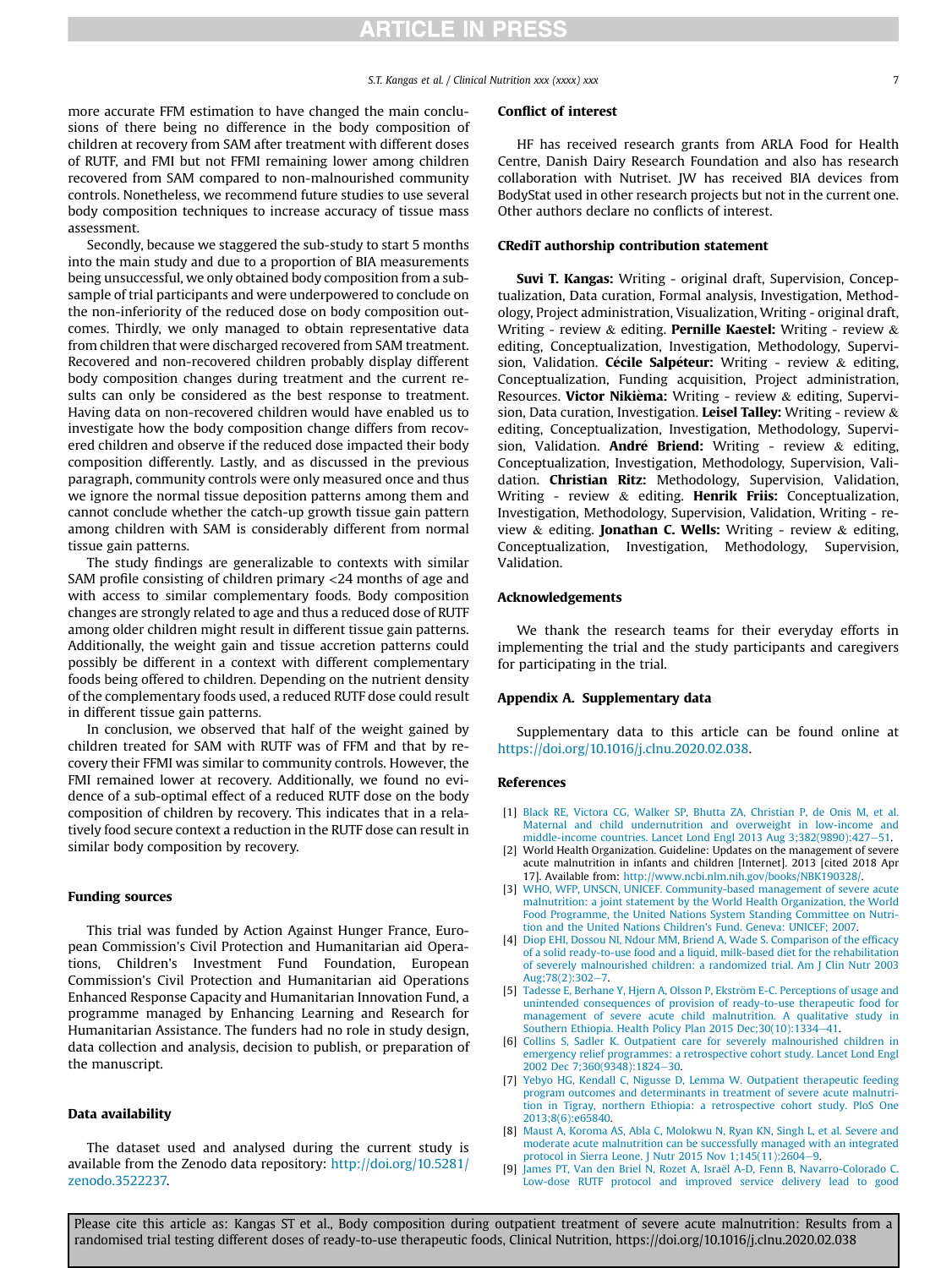more accurate FFM estimation to have changed the main conclusions of there being no difference in the body composition of children at recovery from SAM after treatment with different doses of RUTF, and FMI but not FFMI remaining lower among children recovered from SAM compared to non-malnourished community controls. Nonetheless, we recommend future studies to use several body composition techniques to increase accuracy of tissue mass assessment.

Secondly, because we staggered the sub-study to start 5 months into the main study and due to a proportion of BIA measurements being unsuccessful, we only obtained body composition from a subsample of trial participants and were underpowered to conclude on the non-inferiority of the reduced dose on body composition outcomes. Thirdly, we only managed to obtain representative data from children that were discharged recovered from SAM treatment. Recovered and non-recovered children probably display different body composition changes during treatment and the current results can only be considered as the best response to treatment. Having data on non-recovered children would have enabled us to investigate how the body composition change differs from recovered children and observe if the reduced dose impacted their body composition differently. Lastly, and as discussed in the previous paragraph, community controls were only measured once and thus we ignore the normal tissue deposition patterns among them and cannot conclude whether the catch-up growth tissue gain pattern among children with SAM is considerably different from normal tissue gain patterns.

The study findings are generalizable to contexts with similar SAM profile consisting of children primary <24 months of age and with access to similar complementary foods. Body composition changes are strongly related to age and thus a reduced dose of RUTF among older children might result in different tissue gain patterns. Additionally, the weight gain and tissue accretion patterns could possibly be different in a context with different complementary foods being offered to children. Depending on the nutrient density of the complementary foods used, a reduced RUTF dose could result in different tissue gain patterns.

In conclusion, we observed that half of the weight gained by children treated for SAM with RUTF was of FFM and that by recovery their FFMI was similar to community controls. However, the FMI remained lower at recovery. Additionally, we found no evidence of a sub-optimal effect of a reduced RUTF dose on the body composition of children by recovery. This indicates that in a relatively food secure context a reduction in the RUTF dose can result in similar body composition by recovery.

## Funding sources

This trial was funded by Action Against Hunger France, European Commission's Civil Protection and Humanitarian aid Operations, Children's Investment Fund Foundation, European Commission's Civil Protection and Humanitarian aid Operations Enhanced Response Capacity and Humanitarian Innovation Fund, a programme managed by Enhancing Learning and Research for Humanitarian Assistance. The funders had no role in study design, data collection and analysis, decision to publish, or preparation of the manuscript.

## Data availability

The dataset used and analysed during the current study is available from the Zenodo data repository: http://doi.org/10.5281/zenodo.3522237.

## Conflict of interest

HF has received research grants from ARLA Food for Health Centre, Danish Dairy Research Foundation and also has research collaboration with Nutriset. JW has received BIA devices from BodyStat used in other research projects but not in the current one. Other authors declare no conflicts of interest.

## CRediT authorship contribution statement

**Suvi T. Kangas:** Writing - original draft, Supervision, Conceptualization, Data curation, Formal analysis, Investigation, Methodology, Project administration, Visualization, Writing - original draft, Writing - review & editing. **Pernille Kaestel:** Writing - review & editing, Conceptualization, Investigation, Methodology, Supervision, Validation. **Cécile Salpéteur:** Writing - review & editing, Conceptualization, Funding acquisition, Project administration, Resources. **Victor Nikièma:** Writing - review & editing, Supervision, Data curation, Investigation. **Leisel Talley:** Writing - review & editing, Conceptualization, Investigation, Methodology, Supervision, Validation. **André Briend:** Writing - review & editing, Conceptualization, Investigation, Methodology, Supervision, Validation. **Christian Ritz:** Methodology, Supervision, Validation, Writing - review & editing. **Henrik Friis:** Conceptualization, Investigation, Methodology, Supervision, Validation, Writing - review & editing. **Jonathan C. Wells:** Writing - review & editing, Conceptualization, Investigation, Methodology, Supervision, Validation.

## Acknowledgements

We thank the research teams for their everyday efforts in implementing the trial and the study participants and caregivers for participating in the trial.

## Appendix A. Supplementary data

Supplementary data to this article can be found online at https://doi.org/10.1016/j.clnu.2020.02.038.

## References

[1] Black RE, Victora CG, Walker SP, Bhutta ZA, Christian P, de Onis M, et al. Maternal and child undernutrition and overweight in low-income and middle-income countries. Lancet Lond Engl 2013 Aug 3;382(9890):427–51.

[2] World Health Organization. Guideline: Updates on the management of severe acute malnutrition in infants and children [Internet]. 2013 [cited 2018 Apr 17]. Available from: http://www.ncbi.nlm.nih.gov/books/NBK190328/.

[3] WHO, WFP, UNSCN, UNICEF. Community-based management of severe acute malnutrition: a joint statement by the World Health Organization, the World Food Programme, the United Nations System Standing Committee on Nutrition and the United Nations Children's Fund. Geneva: UNICEF; 2007.

[4] Diop EHI, Dossou NI, Ndour MM, Briend A, Wade S. Comparison of the efficacy of a solid ready-to-use food and a liquid, milk-based diet for the rehabilitation of severely malnourished children: a randomized trial. Am J Clin Nutr 2003 Aug;78(2):302–7.

[5] Tadesse E, Berhane Y, Hjern A, Olsson P, Ekström E-C. Perceptions of usage and unintended consequences of provision of ready-to-use therapeutic food for management of severe acute child malnutrition. A qualitative study in Southern Ethiopia. Health Policy Plan 2015 Dec;30(10):1334–41.

[6] Collins S, Sadler K. Outpatient care for severely malnourished children in emergency relief programmes: a retrospective cohort study. Lancet Lond Engl 2002 Dec 7;360(9348):1824–30.

[7] Yebyo HG, Kendall C, Nigusse D, Lemma W. Outpatient therapeutic feeding program outcomes and determinants in treatment of severe acute malnutrition in Tigray, northern Ethiopia: a retrospective cohort study. PloS One 2013;8(6):e65840.

[8] Maust A, Koroma AS, Abla C, Molokwu N, Ryan KN, Singh L, et al. Severe and moderate acute malnutrition can be successfully managed with an integrated protocol in Sierra Leone. J Nutr 2015 Nov 1;145(11):2604–9.

[9] James PT, Van den Briel N, Rozet A, Israël A-D, Fenn B, Navarro-Colorado C. Low-dose RUTF protocol and improved service delivery lead to good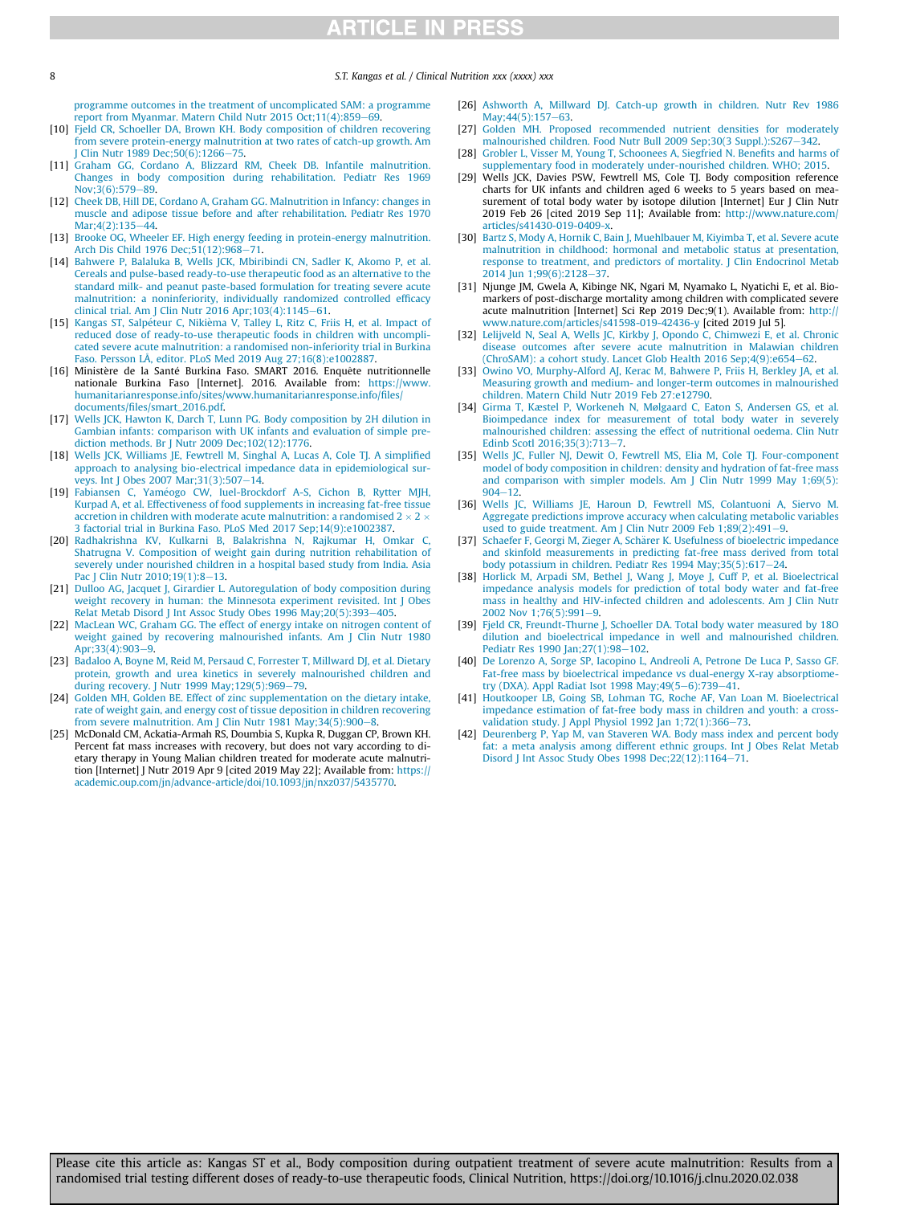programme outcomes in the treatment of uncomplicated SAM: a programme report from Myanmar. Matern Child Nutr 2015 Oct;11(4):859–69.

[10] Fjeld CR, Schoeller DA, Brown KH. Body composition of children recovering from severe protein-energy malnutrition at two rates of catch-up growth. Am J Clin Nutr 1989 Dec;50(6):1266–75.

[11] Graham GG, Cordano A, Blizzard RM, Cheek DB. Infantile malnutrition. Changes in body composition during rehabilitation. Pediatr Res 1969 Nov;3(6):579–89.

[12] Cheek DB, Hill DE, Cordano A, Graham GG. Malnutrition in Infancy: changes in muscle and adipose tissue before and after rehabilitation. Pediatr Res 1970 Mar;4(2):135–44.

[13] Brooke OG, Wheeler EF. High energy feeding in protein-energy malnutrition. Arch Dis Child 1976 Dec;51(12):968–71.

[14] Bahwere P, Balaluka B, Wells JCK, Mbiribindi CN, Sadler K, Akomo P, et al. Cereals and pulse-based ready-to-use therapeutic food as an alternative to the standard milk- and peanut paste-based formulation for treating severe acute malnutrition: a noninferiority, individually randomized controlled efficacy clinical trial. Am J Clin Nutr 2016 Apr;103(4):1145–61.

[15] Kangas ST, Salpéteur C, Nikièma V, Talley L, Ritz C, Friis H, et al. Impact of reduced dose of ready-to-use therapeutic foods in children with uncomplicated severe acute malnutrition: a randomised non-inferiority trial in Burkina Faso. Persson LÅ, editor. PLoS Med 2019 Aug 27;16(8):e1002887.

[16] Ministère de la Santé Burkina Faso. SMART 2016. Enquête nutritionnelle nationale Burkina Faso [Internet]. 2016. Available from: https://www.humanitarianresponse.info/sites/www.humanitarianresponse.info/files/documents/files/smart_2016.pdf.

[17] Wells JCK, Hawton K, Darch T, Lunn PG. Body composition by 2H dilution in Gambian infants: comparison with UK infants and evaluation of simple prediction methods. Br J Nutr 2009 Dec;102(12):1776.

[18] Wells JCK, Williams JE, Fewtrell M, Singhal A, Lucas A, Cole TJ. A simplified approach to analysing bio-electrical impedance data in epidemiological surveys. Int J Obes 2007 Mar;31(3):507–14.

[19] Fabiansen C, Yaméogo CW, Iuel-Brockdorf A-S, Cichon B, Rytter MJH, Kurpad A, et al. Effectiveness of food supplements in increasing fat-free tissue accretion in children with moderate acute malnutrition: a randomised $2 \times 2 \times 3$ factorial trial in Burkina Faso. PLoS Med 2017 Sep;14(9):e1002387.

[20] Radhakrishna KV, Kulkarni B, Balakrishna N, Rajkumar H, Omkar C, Shatrugna V. Composition of weight gain during nutrition rehabilitation of severely under nourished children in a hospital based study from India. Asia Pac J Clin Nutr 2010;19(1):8–13.

[21] Dulloo AG, Jacquet J, Girardier L. Autoregulation of body composition during weight recovery in human: the Minnesota experiment revisited. Int J Obes Relat Metab Disord J Int Assoc Study Obes 1996 May;20(5):393–405.

[22] MacLean WC, Graham GG. The effect of energy intake on nitrogen content of weight gained by recovering malnourished infants. Am J Clin Nutr 1980 Apr;33(4):903–9.

[23] Badaloo A, Boyne M, Reid M, Persaud C, Forrester T, Millward DJ, et al. Dietary protein, growth and urea kinetics in severely malnourished children and during recovery. J Nutr 1999 May;129(5):969–79.

[24] Golden MH, Golden BE. Effect of zinc supplementation on the dietary intake, rate of weight gain, and energy cost of tissue deposition in children recovering from severe malnutrition. Am J Clin Nutr 1981 May;34(5):900–8.

[25] McDonald CM, Ackatia-Armah RS, Doumbia S, Kupka R, Duggan CP, Brown KH. Percent fat mass increases with recovery, but does not vary according to dietary therapy in Young Malian children treated for moderate acute malnutrition [Internet] J Nutr 2019 Apr 9 [cited 2019 May 22]; Available from: https://academic.oup.com/jn/advance-article/doi/10.1093/jn/nxz037/5435770.

[26] Ashworth A, Millward DJ. Catch-up growth in children. Nutr Rev 1986 May;44(5):157–63.

[27] Golden MH. Proposed recommended nutrient densities for moderately malnourished children. Food Nutr Bull 2009 Sep;30(3 Suppl.):S267–342.

[28] Grobler L, Visser M, Young T, Schoonees A, Siegfried N. Benefits and harms of supplementary food in moderately under-nourished children. WHO; 2015.

[29] Wells JCK, Davies PSW, Fewtrell MS, Cole TJ. Body composition reference charts for UK infants and children aged 6 weeks to 5 years based on measurement of total body water by isotope dilution [Internet] Eur J Clin Nutr 2019 Feb 26 [cited 2019 Sep 11]; Available from: http://www.nature.com/articles/s41430-019-0409-x.

[30] Bartz S, Mody A, Hornik C, Bain J, Muehlbauer M, Kiyimba T, et al. Severe acute malnutrition in childhood: hormonal and metabolic status at presentation, response to treatment, and predictors of mortality. J Clin Endocrinol Metab 2014 Jun 1;99(6):2128–37.

[31] Njunge JM, Gwela A, Kibinge NK, Ngari M, Nyamako L, Nyatichi E, et al. Biomarkers of post-discharge mortality among children with complicated severe acute malnutrition [Internet] Sci Rep 2019 Dec;9(1). Available from: http://www.nature.com/articles/s41598-019-42436-y [cited 2019 Jul 5].

[32] Lelijveld N, Seal A, Wells JC, Kirkby J, Opondo C, Chimwezi E, et al. Chronic disease outcomes after severe acute malnutrition in Malawian children (ChroSAM): a cohort study. Lancet Glob Health 2016 Sep;4(9):e654–62.

[33] Owino VO, Murphy-Alford AJ, Kerac M, Bahwere P, Friis H, Berkley JA, et al. Measuring growth and medium- and longer-term outcomes in malnourished children. Matern Child Nutr 2019 Feb 27:e12790.

[34] Girma T, Kæstel P, Workeneh N, Mølgaard C, Eaton S, Andersen GS, et al. Bioimpedance index for measurement of total body water in severely malnourished children: assessing the effect of nutritional oedema. Clin Nutr Edinb Scotl 2016;35(3):713–7.

[35] Wells JC, Fuller NJ, Dewit O, Fewtrell MS, Elia M, Cole TJ. Four-component model of body composition in children: density and hydration of fat-free mass and comparison with simpler models. Am J Clin Nutr 1999 May 1;69(5):904–12.

[36] Wells JC, Williams JE, Haroun D, Fewtrell MS, Colantuoni A, Siervo M. Aggregate predictions improve accuracy when calculating metabolic variables used to guide treatment. Am J Clin Nutr 2009 Feb 1;89(2):491–9.

[37] Schaefer F, Georgi M, Zieger A, Schärer K. Usefulness of bioelectric impedance and skinfold measurements in predicting fat-free mass derived from total body potassium in children. Pediatr Res 1994 May;35(5):617–24.

[38] Horlick M, Arpadi SM, Bethel J, Wang J, Moye J, Cuff P, et al. Bioelectrical impedance analysis models for prediction of total body water and fat-free mass in healthy and HIV-infected children and adolescents. Am J Clin Nutr 2002 Nov 1;76(5):991–9.

[39] Fjeld CR, Freundt-Thurne J, Schoeller DA. Total body water measured by 18O dilution and bioelectrical impedance in well and malnourished children. Pediatr Res 1990 Jan;27(1):98–102.

[40] De Lorenzo A, Sorge SP, Iacopino L, Andreoli A, Petrone De Luca P, Sasso GF. Fat-free mass by bioelectrical impedance vs dual-energy X-ray absorptiometry (DXA). Appl Radiat Isot 1998 May;49(5–6):739–41.

[41] Houtkooper LB, Going SB, Lohman TG, Roche AF, Van Loan M. Bioelectrical impedance estimation of fat-free body mass in children and youth: a cross-validation study. J Appl Physiol 1992 Jan 1;72(1):366–73.

[42] Deurenberg P, Yap M, van Staveren WA. Body mass index and percent body fat: a meta analysis among different ethnic groups. Int J Obes Relat Metab Disord J Int Assoc Study Obes 1998 Dec;22(12):1164–71.